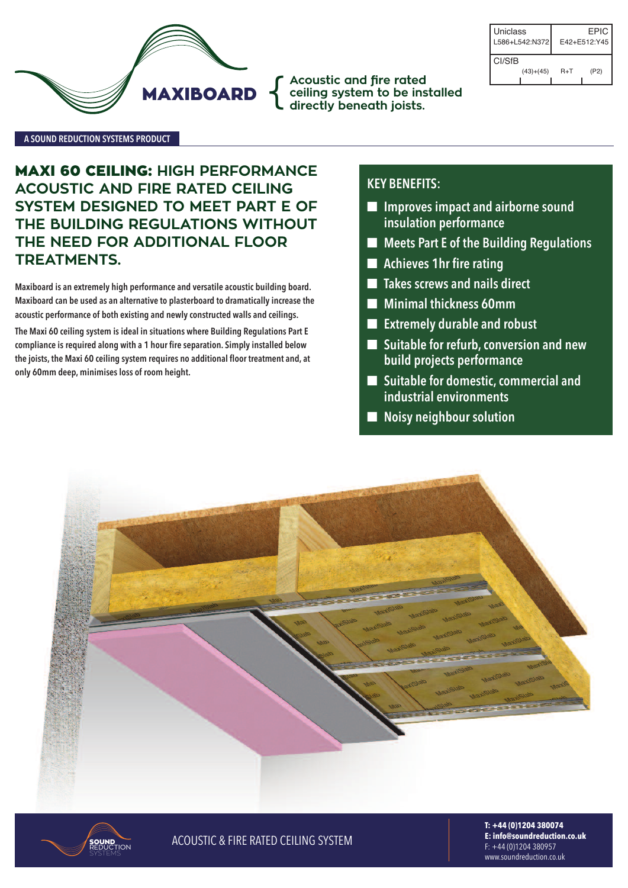| Uniclass | EPIC |
| --- | --- |
| L586+L542:N372 | E42+E512:Y45 |

| CI/SfB | | |
| --- | --- | --- |
| (43)+(45) | R+T | (P2) |

MAXIBOARD

Acoustic and fire rated ceiling system to be installed directly beneath joists.

A SOUND REDUCTION SYSTEMS PRODUCT

# MAXI 60 CEILING: HIGH PERFORMANCE ACOUSTIC AND FIRE RATED CEILING SYSTEM DESIGNED TO MEET PART E OF THE BUILDING REGULATIONS WITHOUT THE NEED FOR ADDITIONAL FLOOR TREATMENTS.

Maxiboard is an extremely high performance and versatile acoustic building board. Maxiboard can be used as an alternative to plasterboard to dramatically increase the acoustic performance of both existing and newly constructed walls and ceilings.

The Maxi 60 ceiling system is ideal in situations where Building Regulations Part E compliance is required along with a 1 hour fire separation. Simply installed below the joists, the Maxi 60 ceiling system requires no additional floor treatment and, at only 60mm deep, minimises loss of room height.

## KEY BENEFITS:

- Improves impact and airborne sound insulation performance
- Meets Part E of the Building Regulations
- Achieves 1hr fire rating
- Takes screws and nails direct
- Minimal thickness 60mm
- Extremely durable and robust
- Suitable for refurb, conversion and new build projects performance
- Suitable for domestic, commercial and industrial environments
- Noisy neighbour solution

SOUND REDUCTION SYSTEMS

ACOUSTIC & FIRE RATED CEILING SYSTEM

**T: +44 (0)1204 380074**
**E: info@soundreduction.co.uk**
F: +44 (0)1204 380957
www.soundreduction.co.uk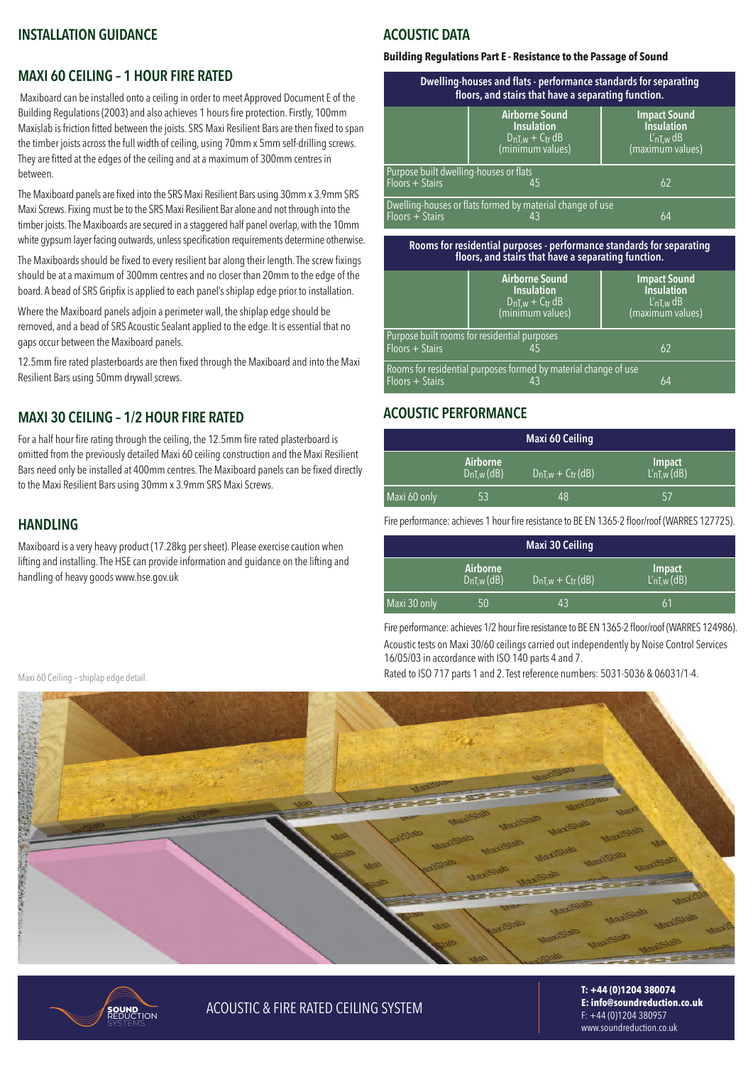## INSTALLATION GUIDANCE

### MAXI 60 CEILING – 1 HOUR FIRE RATED

Maxiboard can be installed onto a ceiling in order to meet Approved Document E of the Building Regulations (2003) and also achieves 1 hours fire protection. Firstly, 100mm Maxislab is friction fitted between the joists. SRS Maxi Resilient Bars are then fixed to span the timber joists across the full width of ceiling, using 70mm x 5mm self-drilling screws. They are fitted at the edges of the ceiling and at a maximum of 300mm centres in between.

The Maxiboard panels are fixed into the SRS Maxi Resilient Bars using 30mm x 3.9mm SRS Maxi Screws. Fixing must be to the SRS Maxi Resilient Bar alone and not through into the timber joists. The Maxiboards are secured in a staggered half panel overlap, with the 10mm white gypsum layer facing outwards, unless specification requirements determine otherwise.

The Maxiboards should be fixed to every resilient bar along their length. The screw fixings should be at a maximum of 300mm centres and no closer than 20mm to the edge of the board. A bead of SRS Gripfix is applied to each panel's shiplap edge prior to installation.

Where the Maxiboard panels adjoin a perimeter wall, the shiplap edge should be removed, and a bead of SRS Acoustic Sealant applied to the edge. It is essential that no gaps occur between the Maxiboard panels.

12.5mm fire rated plasterboards are then fixed through the Maxiboard and into the Maxi Resilient Bars using 50mm drywall screws.

### MAXI 30 CEILING – 1/2 HOUR FIRE RATED

For a half hour fire rating through the ceiling, the 12.5mm fire rated plasterboard is omitted from the previously detailed Maxi 60 ceiling construction and the Maxi Resilient Bars need only be installed at 400mm centres. The Maxiboard panels can be fixed directly to the Maxi Resilient Bars using 30mm x 3.9mm SRS Maxi Screws.

### HANDLING

Maxiboard is a very heavy product (17.28kg per sheet). Please exercise caution when lifting and installing. The HSE can provide information and guidance on the lifting and handling of heavy goods www.hse.gov.uk

## ACOUSTIC DATA

**Building Regulations Part E - Resistance to the Passage of Sound**

| Dwelling-houses and flats - performance standards for separating floors, and stairs that have a separating function. | Airborne Sound Insulation $D_{nT,w} + C_{tr}$ dB (minimum values) | Impact Sound Insulation $L'_{nT,w}$ dB (maximum values) |
|---|---|---|
| Purpose built dwelling-houses or flats Floors + Stairs | 45 | 62 |
| Dwelling-houses or flats formed by material change of use Floors + Stairs | 43 | 64 |

| Rooms for residential purposes - performance standards for separating floors, and stairs that have a separating function. | Airborne Sound Insulation $D_{nT,w} + C_{tr}$ dB (minimum values) | Impact Sound Insulation $L'_{nT,w}$ dB (maximum values) |
|---|---|---|
| Purpose built rooms for residential purposes Floors + Stairs | 45 | 62 |
| Rooms for residential purposes formed by material change of use Floors + Stairs | 43 | 64 |

## ACOUSTIC PERFORMANCE

| Maxi 60 Ceiling | Airborne $D_{nT,w}$ (dB) | $D_{nT,w} + C_{tr}$ (dB) | Impact $L'_{nT,w}$ (dB) |
|---|---|---|---|
| Maxi 60 only | 53 | 48 | 57 |

Fire performance: achieves 1 hour fire resistance to BE EN 1365-2 floor/roof (WARRES 127725).

| Maxi 30 Ceiling | Airborne $D_{nT,w}$ (dB) | $D_{nT,w} + C_{tr}$ (dB) | Impact $L'_{nT,w}$ (dB) |
|---|---|---|---|
| Maxi 30 only | 50 | 43 | 61 |

Fire performance: achieves 1/2 hour fire resistance to BE EN 1365-2 floor/roof (WARRES 124986).

Acoustic tests on Maxi 30/60 ceilings carried out independently by Noise Control Services 16/05/03 in accordance with ISO 140 parts 4 and 7.

Rated to ISO 717 parts 1 and 2. Test reference numbers: 5031-5036 & 06031/1-4.

Maxi 60 Ceiling – shiplap edge detail.

ACOUSTIC & FIRE RATED CEILING SYSTEM

**T: +44 (0)1204 380074**
**E: info@soundreduction.co.uk**
F: +44 (0)1204 380957
www.soundreduction.co.uk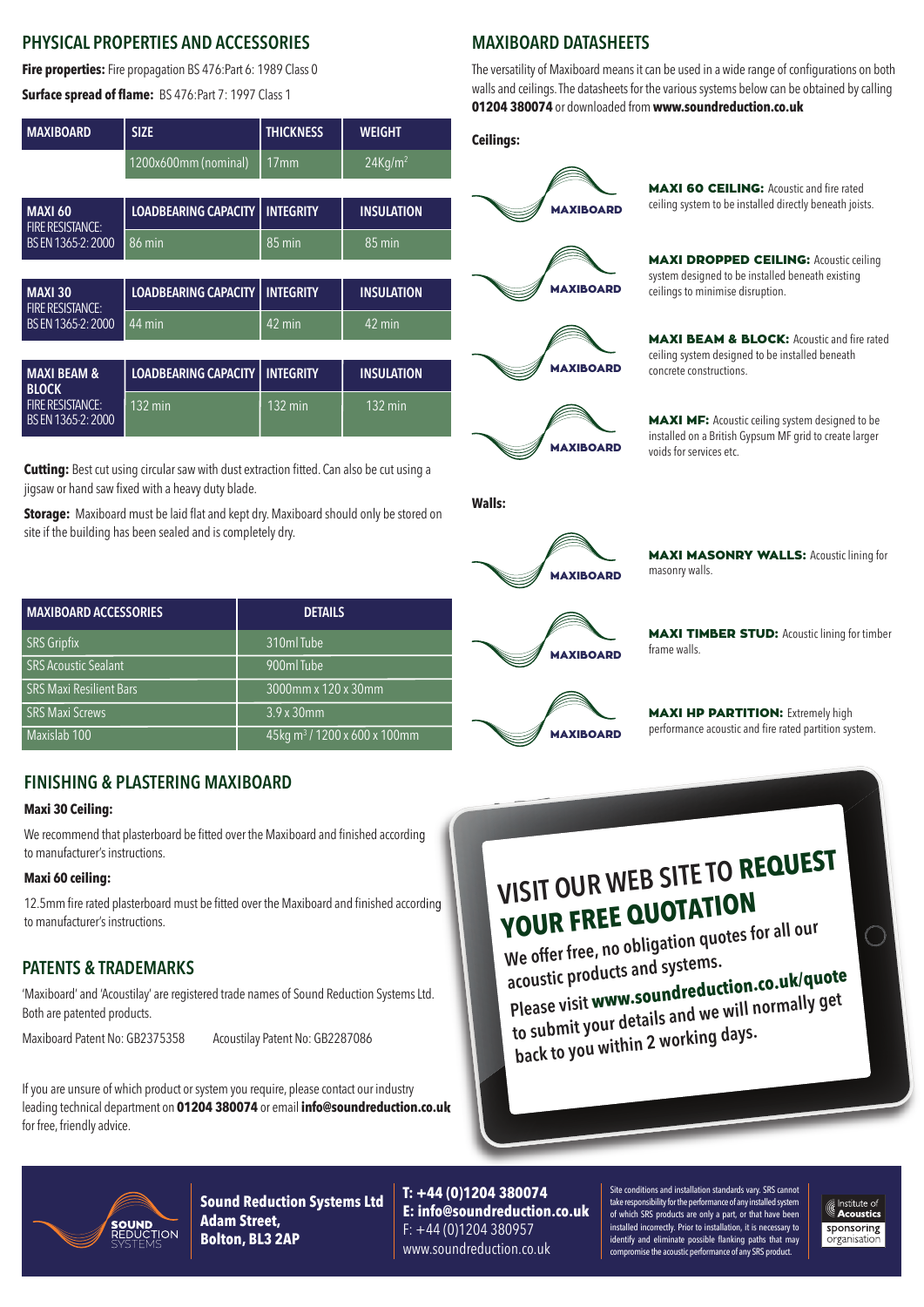## PHYSICAL PROPERTIES AND ACCESSORIES

**Fire properties:** Fire propagation BS 476:Part 6: 1989 Class 0

**Surface spread of flame:** BS 476:Part 7: 1997 Class 1

| MAXIBOARD | SIZE | THICKNESS | WEIGHT |
|---|---|---|---|
| | 1200x600mm (nominal) | 17mm | 24Kg/m$^2$ |

| MAXI 60 FIRE RESISTANCE: BS EN 1365-2: 2000 | LOADBEARING CAPACITY | INTEGRITY | INSULATION |
|---|---|---|---|
| | 86 min | 85 min | 85 min |

| MAXI 30 FIRE RESISTANCE: BS EN 1365-2: 2000 | LOADBEARING CAPACITY | INTEGRITY | INSULATION |
|---|---|---|---|
| | 44 min | 42 min | 42 min |

| MAXI BEAM & BLOCK FIRE RESISTANCE: BS EN 1365-2: 2000 | LOADBEARING CAPACITY | INTEGRITY | INSULATION |
|---|---|---|---|
| | 132 min | 132 min | 132 min |

**Cutting:** Best cut using circular saw with dust extraction fitted. Can also be cut using a jigsaw or hand saw fixed with a heavy duty blade.

**Storage:** Maxiboard must be laid flat and kept dry. Maxiboard should only be stored on site if the building has been sealed and is completely dry.

| MAXIBOARD ACCESSORIES | DETAILS |
|---|---|
| SRS Gripfix | 310ml Tube |
| SRS Acoustic Sealant | 900ml Tube |
| SRS Maxi Resilient Bars | 3000mm x 120 x 30mm |
| SRS Maxi Screws | 3.9 x 30mm |
| Maxislab 100 | 45kg m$^3$ / 1200 x 600 x 100mm |

## FINISHING & PLASTERING MAXIBOARD

**Maxi 30 Ceiling:**

We recommend that plasterboard be fitted over the Maxiboard and finished according to manufacturer's instructions.

**Maxi 60 ceiling:**

12.5mm fire rated plasterboard must be fitted over the Maxiboard and finished according to manufacturer's instructions.

## PATENTS & TRADEMARKS

'Maxiboard' and 'Acoustilay' are registered trade names of Sound Reduction Systems Ltd. Both are patented products.

Maxiboard Patent No: GB2375358  Acoustilay Patent No: GB2287086

If you are unsure of which product or system you require, please contact our industry leading technical department on **01204 380074** or email **info@soundreduction.co.uk** for free, friendly advice.

## MAXIBOARD DATASHEETS

The versatility of Maxiboard means it can be used in a wide range of configurations on both walls and ceilings. The datasheets for the various systems below can be obtained by calling **01204 380074** or downloaded from **www.soundreduction.co.uk**

**Ceilings:**

**MAXI 60 CEILING:** Acoustic and fire rated ceiling system to be installed directly beneath joists.

**MAXI DROPPED CEILING:** Acoustic ceiling system designed to be installed beneath existing ceilings to minimise disruption.

**MAXI BEAM & BLOCK:** Acoustic and fire rated ceiling system designed to be installed beneath concrete constructions.

**MAXI MF:** Acoustic ceiling system designed to be installed on a British Gypsum MF grid to create larger voids for services etc.

**Walls:**

**MAXI MASONRY WALLS:** Acoustic lining for masonry walls.

**MAXI TIMBER STUD:** Acoustic lining for timber frame walls.

**MAXI HP PARTITION:** Extremely high performance acoustic and fire rated partition system.

**VISIT OUR WEB SITE TO REQUEST YOUR FREE QUOTATION**

**We offer free, no obligation quotes for all our acoustic products and systems. Please visit www.soundreduction.co.uk/quote to submit your details and we will normally get back to you within 2 working days.**

**Sound Reduction Systems Ltd**
**Adam Street,**
**Bolton, BL3 2AP**

**T: +44 (0)1204 380074**
**E: info@soundreduction.co.uk**
F: +44 (0)1204 380957
www.soundreduction.co.uk

Site conditions and installation standards vary. SRS cannot take responsibility for the performance of any installed system of which SRS products are only a part, or that have been installed incorrectly. Prior to installation, it is necessary to identify and eliminate possible flanking paths that may compromise the acoustic performance of any SRS product.

Institute of Acoustics sponsoring organisation